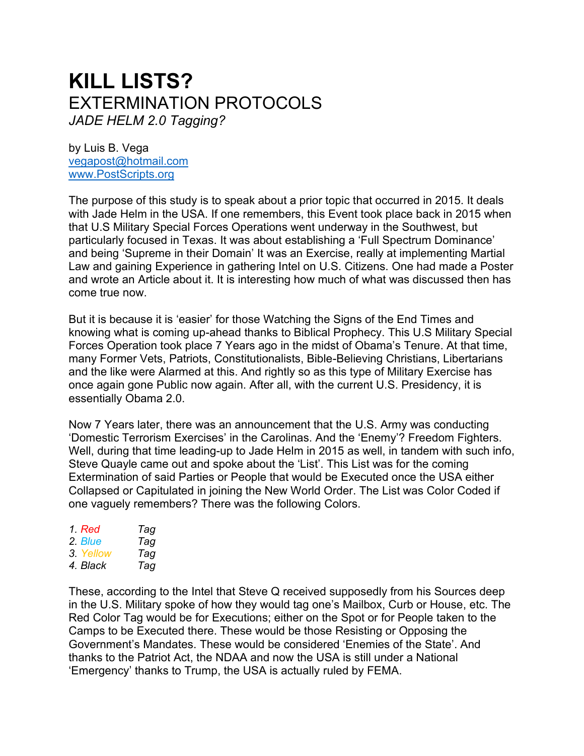# KILL LISTS?

## EXTERMINATION PROTOCOLS

### *JADE HELM 2.0 Tagging?*

by Luis B. Vega
vegapost@hotmail.com
www.PostScripts.org

The purpose of this study is to speak about a prior topic that occurred in 2015. It deals with Jade Helm in the USA. If one remembers, this Event took place back in 2015 when that U.S Military Special Forces Operations went underway in the Southwest, but particularly focused in Texas. It was about establishing a 'Full Spectrum Dominance' and being 'Supreme in their Domain' It was an Exercise, really at implementing Martial Law and gaining Experience in gathering Intel on U.S. Citizens. One had made a Poster and wrote an Article about it. It is interesting how much of what was discussed then has come true now.

But it is because it is 'easier' for those Watching the Signs of the End Times and knowing what is coming up-ahead thanks to Biblical Prophecy. This U.S Military Special Forces Operation took place 7 Years ago in the midst of Obama's Tenure. At that time, many Former Vets, Patriots, Constitutionalists, Bible-Believing Christians, Libertarians and the like were Alarmed at this. And rightly so as this type of Military Exercise has once again gone Public now again. After all, with the current U.S. Presidency, it is essentially Obama 2.0.

Now 7 Years later, there was an announcement that the U.S. Army was conducting 'Domestic Terrorism Exercises' in the Carolinas. And the 'Enemy'? Freedom Fighters. Well, during that time leading-up to Jade Helm in 2015 as well, in tandem with such info, Steve Quayle came out and spoke about the 'List'. This List was for the coming Extermination of said Parties or People that would be Executed once the USA either Collapsed or Capitulated in joining the New World Order. The List was Color Coded if one vaguely remembers? There was the following Colors.

1. *Red Tag*
2. *Blue Tag*
3. *Yellow Tag*
4. *Black Tag*

These, according to the Intel that Steve Q received supposedly from his Sources deep in the U.S. Military spoke of how they would tag one's Mailbox, Curb or House, etc. The Red Color Tag would be for Executions; either on the Spot or for People taken to the Camps to be Executed there. These would be those Resisting or Opposing the Government's Mandates. These would be considered 'Enemies of the State'. And thanks to the Patriot Act, the NDAA and now the USA is still under a National 'Emergency' thanks to Trump, the USA is actually ruled by FEMA.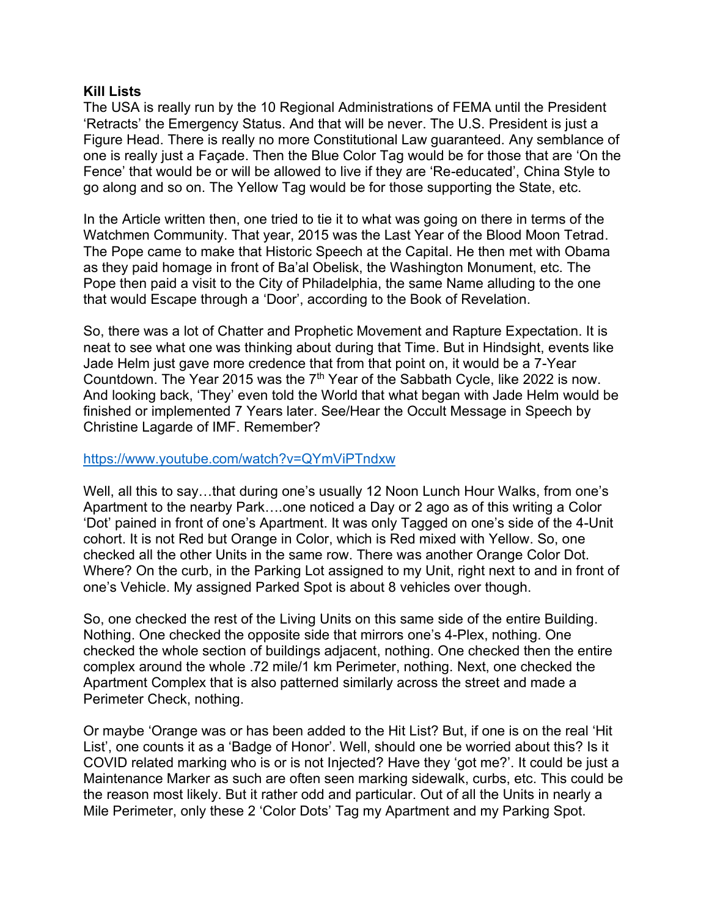**Kill Lists**

The USA is really run by the 10 Regional Administrations of FEMA until the President 'Retracts' the Emergency Status. And that will be never. The U.S. President is just a Figure Head. There is really no more Constitutional Law guaranteed. Any semblance of one is really just a Façade. Then the Blue Color Tag would be for those that are 'On the Fence' that would be or will be allowed to live if they are 'Re-educated', China Style to go along and so on. The Yellow Tag would be for those supporting the State, etc.

In the Article written then, one tried to tie it to what was going on there in terms of the Watchmen Community. That year, 2015 was the Last Year of the Blood Moon Tetrad. The Pope came to make that Historic Speech at the Capital. He then met with Obama as they paid homage in front of Ba'al Obelisk, the Washington Monument, etc. The Pope then paid a visit to the City of Philadelphia, the same Name alluding to the one that would Escape through a 'Door', according to the Book of Revelation.

So, there was a lot of Chatter and Prophetic Movement and Rapture Expectation. It is neat to see what one was thinking about during that Time. But in Hindsight, events like Jade Helm just gave more credence that from that point on, it would be a 7-Year Countdown. The Year 2015 was the 7th Year of the Sabbath Cycle, like 2022 is now. And looking back, 'They' even told the World that what began with Jade Helm would be finished or implemented 7 Years later. See/Hear the Occult Message in Speech by Christine Lagarde of IMF. Remember?

https://www.youtube.com/watch?v=QYmViPTndxw

Well, all this to say…that during one's usually 12 Noon Lunch Hour Walks, from one's Apartment to the nearby Park….one noticed a Day or 2 ago as of this writing a Color 'Dot' pained in front of one's Apartment. It was only Tagged on one's side of the 4-Unit cohort. It is not Red but Orange in Color, which is Red mixed with Yellow. So, one checked all the other Units in the same row. There was another Orange Color Dot. Where? On the curb, in the Parking Lot assigned to my Unit, right next to and in front of one's Vehicle. My assigned Parked Spot is about 8 vehicles over though.

So, one checked the rest of the Living Units on this same side of the entire Building. Nothing. One checked the opposite side that mirrors one's 4-Plex, nothing. One checked the whole section of buildings adjacent, nothing. One checked then the entire complex around the whole .72 mile/1 km Perimeter, nothing. Next, one checked the Apartment Complex that is also patterned similarly across the street and made a Perimeter Check, nothing.

Or maybe 'Orange was or has been added to the Hit List? But, if one is on the real 'Hit List', one counts it as a 'Badge of Honor'. Well, should one be worried about this? Is it COVID related marking who is or is not Injected? Have they 'got me?'. It could be just a Maintenance Marker as such are often seen marking sidewalk, curbs, etc. This could be the reason most likely. But it rather odd and particular. Out of all the Units in nearly a Mile Perimeter, only these 2 'Color Dots' Tag my Apartment and my Parking Spot.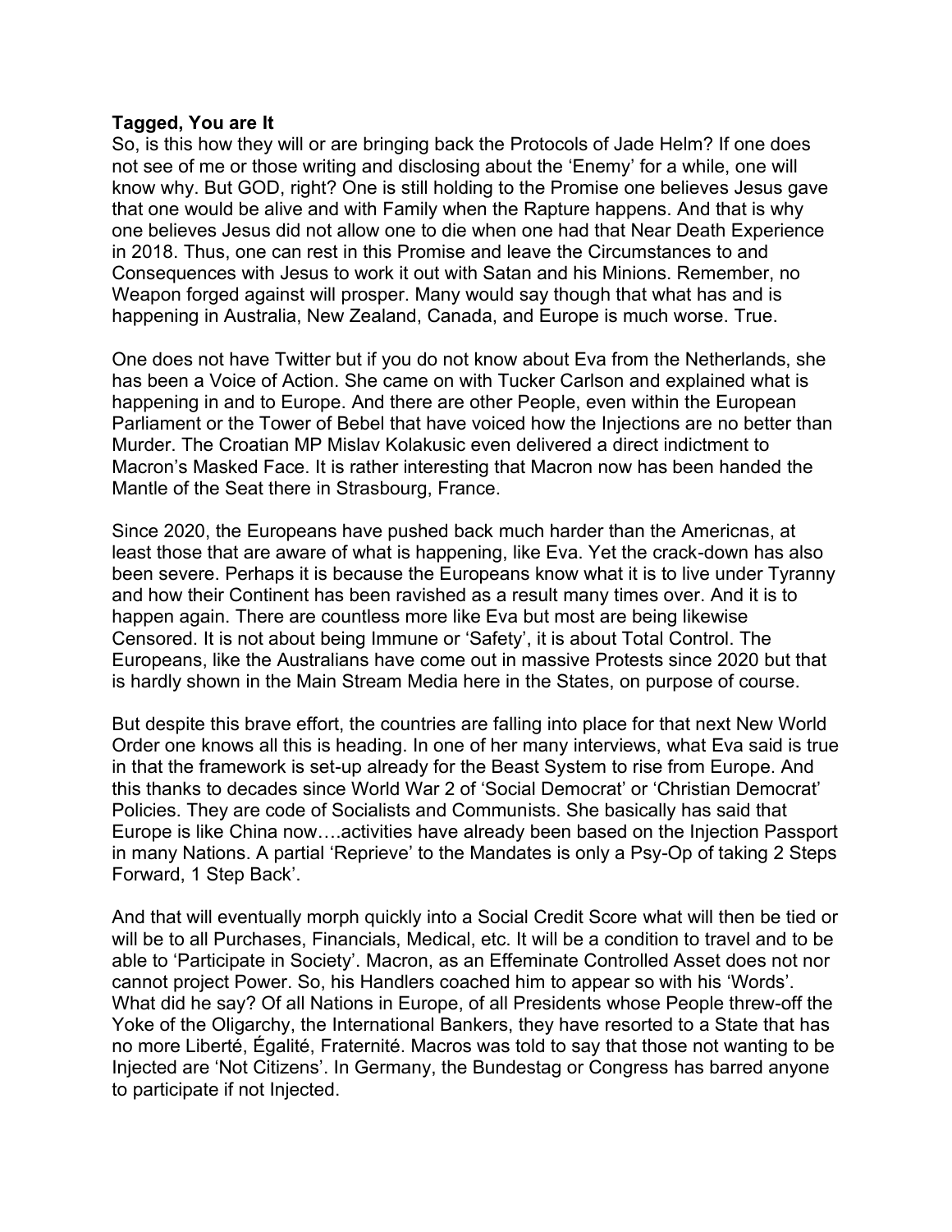**Tagged, You are It**

So, is this how they will or are bringing back the Protocols of Jade Helm? If one does not see of me or those writing and disclosing about the 'Enemy' for a while, one will know why. But GOD, right? One is still holding to the Promise one believes Jesus gave that one would be alive and with Family when the Rapture happens. And that is why one believes Jesus did not allow one to die when one had that Near Death Experience in 2018. Thus, one can rest in this Promise and leave the Circumstances to and Consequences with Jesus to work it out with Satan and his Minions. Remember, no Weapon forged against will prosper. Many would say though that what has and is happening in Australia, New Zealand, Canada, and Europe is much worse. True.

One does not have Twitter but if you do not know about Eva from the Netherlands, she has been a Voice of Action. She came on with Tucker Carlson and explained what is happening in and to Europe. And there are other People, even within the European Parliament or the Tower of Bebel that have voiced how the Injections are no better than Murder. The Croatian MP Mislav Kolakusic even delivered a direct indictment to Macron's Masked Face. It is rather interesting that Macron now has been handed the Mantle of the Seat there in Strasbourg, France.

Since 2020, the Europeans have pushed back much harder than the Americnas, at least those that are aware of what is happening, like Eva. Yet the crack-down has also been severe. Perhaps it is because the Europeans know what it is to live under Tyranny and how their Continent has been ravished as a result many times over. And it is to happen again. There are countless more like Eva but most are being likewise Censored. It is not about being Immune or 'Safety', it is about Total Control. The Europeans, like the Australians have come out in massive Protests since 2020 but that is hardly shown in the Main Stream Media here in the States, on purpose of course.

But despite this brave effort, the countries are falling into place for that next New World Order one knows all this is heading. In one of her many interviews, what Eva said is true in that the framework is set-up already for the Beast System to rise from Europe. And this thanks to decades since World War 2 of 'Social Democrat' or 'Christian Democrat' Policies. They are code of Socialists and Communists. She basically has said that Europe is like China now….activities have already been based on the Injection Passport in many Nations. A partial 'Reprieve' to the Mandates is only a Psy-Op of taking 2 Steps Forward, 1 Step Back'.

And that will eventually morph quickly into a Social Credit Score what will then be tied or will be to all Purchases, Financials, Medical, etc. It will be a condition to travel and to be able to 'Participate in Society'. Macron, as an Effeminate Controlled Asset does not nor cannot project Power. So, his Handlers coached him to appear so with his 'Words'. What did he say? Of all Nations in Europe, of all Presidents whose People threw-off the Yoke of the Oligarchy, the International Bankers, they have resorted to a State that has no more Liberté, Égalité, Fraternité. Macros was told to say that those not wanting to be Injected are 'Not Citizens'. In Germany, the Bundestag or Congress has barred anyone to participate if not Injected.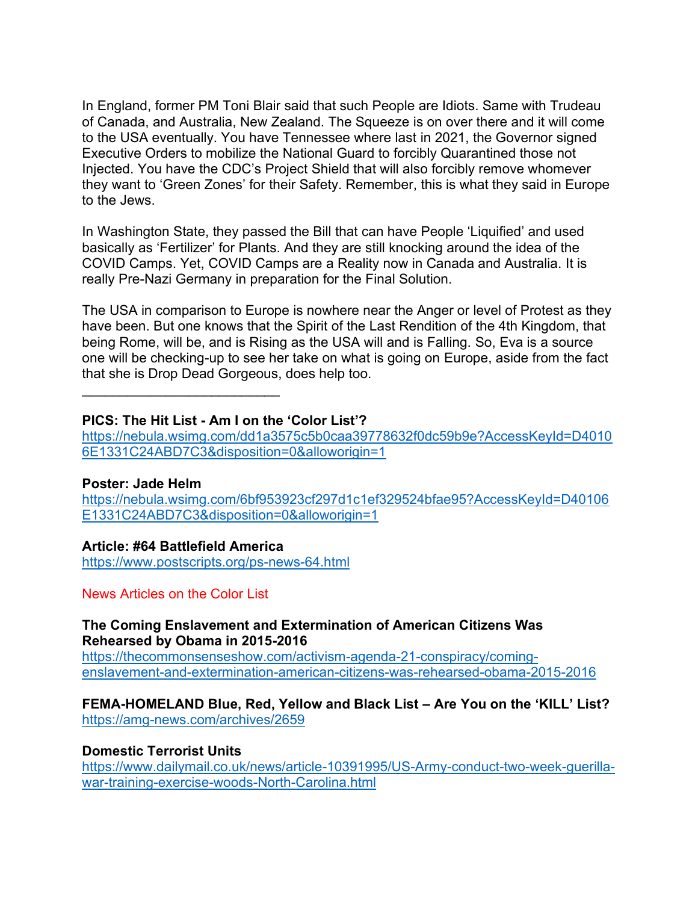In England, former PM Toni Blair said that such People are Idiots. Same with Trudeau of Canada, and Australia, New Zealand. The Squeeze is on over there and it will come to the USA eventually. You have Tennessee where last in 2021, the Governor signed Executive Orders to mobilize the National Guard to forcibly Quarantined those not Injected. You have the CDC's Project Shield that will also forcibly remove whomever they want to 'Green Zones' for their Safety. Remember, this is what they said in Europe to the Jews.

In Washington State, they passed the Bill that can have People 'Liquified' and used basically as 'Fertilizer' for Plants. And they are still knocking around the idea of the COVID Camps. Yet, COVID Camps are a Reality now in Canada and Australia. It is really Pre-Nazi Germany in preparation for the Final Solution.

The USA in comparison to Europe is nowhere near the Anger or level of Protest as they have been. But one knows that the Spirit of the Last Rendition of the 4th Kingdom, that being Rome, will be, and is Rising as the USA will and is Falling. So, Eva is a source one will be checking-up to see her take on what is going on Europe, aside from the fact that she is Drop Dead Gorgeous, does help too.

---

**PICS: The Hit List - Am I on the 'Color List'?**
https://nebula.wsimg.com/dd1a3575c5b0caa39778632f0dc59b9e?AccessKeyId=D40106E1331C24ABD7C3&disposition=0&alloworigin=1

**Poster: Jade Helm**
https://nebula.wsimg.com/6bf953923cf297d1c1ef329524bfae95?AccessKeyId=D40106E1331C24ABD7C3&disposition=0&alloworigin=1

**Article: #64 Battlefield America**
https://www.postscripts.org/ps-news-64.html

News Articles on the Color List

**The Coming Enslavement and Extermination of American Citizens Was Rehearsed by Obama in 2015-2016**
https://thecommonsenseshow.com/activism-agenda-21-conspiracy/coming-enslavement-and-extermination-american-citizens-was-rehearsed-obama-2015-2016

**FEMA-HOMELAND Blue, Red, Yellow and Black List – Are You on the 'KILL' List?**
https://amg-news.com/archives/2659

**Domestic Terrorist Units**
https://www.dailymail.co.uk/news/article-10391995/US-Army-conduct-two-week-guerilla-war-training-exercise-woods-North-Carolina.html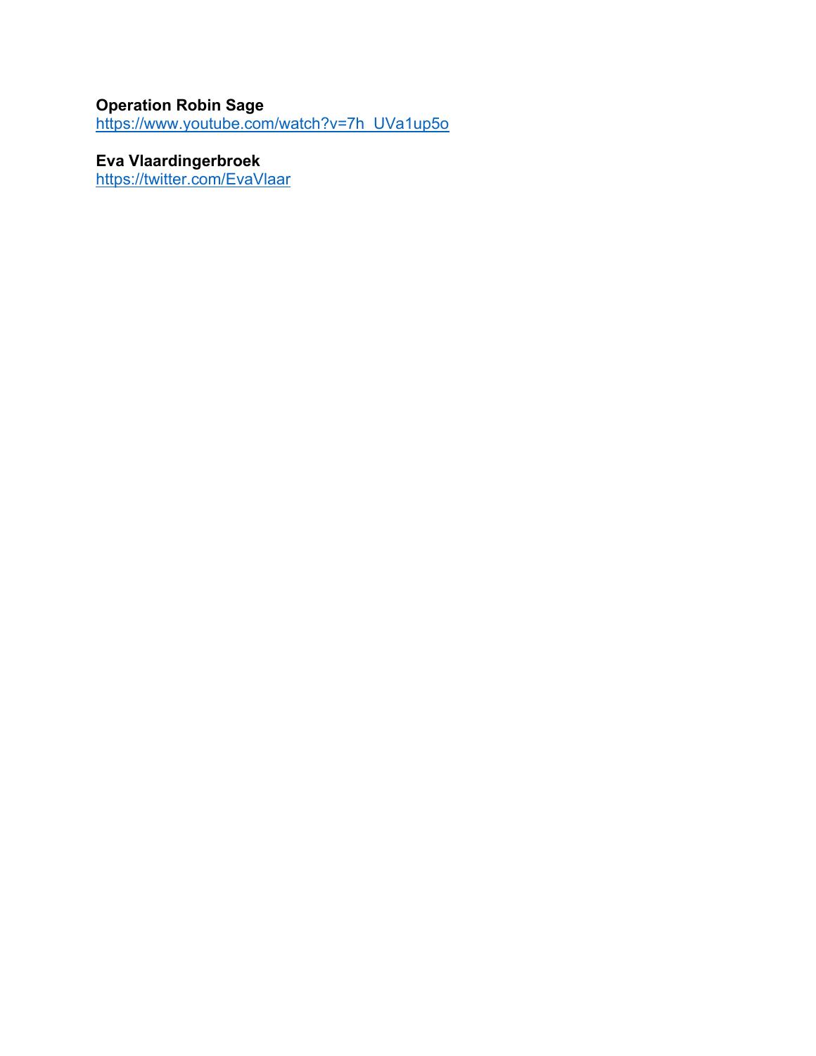**Operation Robin Sage**
https://www.youtube.com/watch?v=7h_UVa1up5o

**Eva Vlaardingerbroek**
https://twitter.com/EvaVlaar